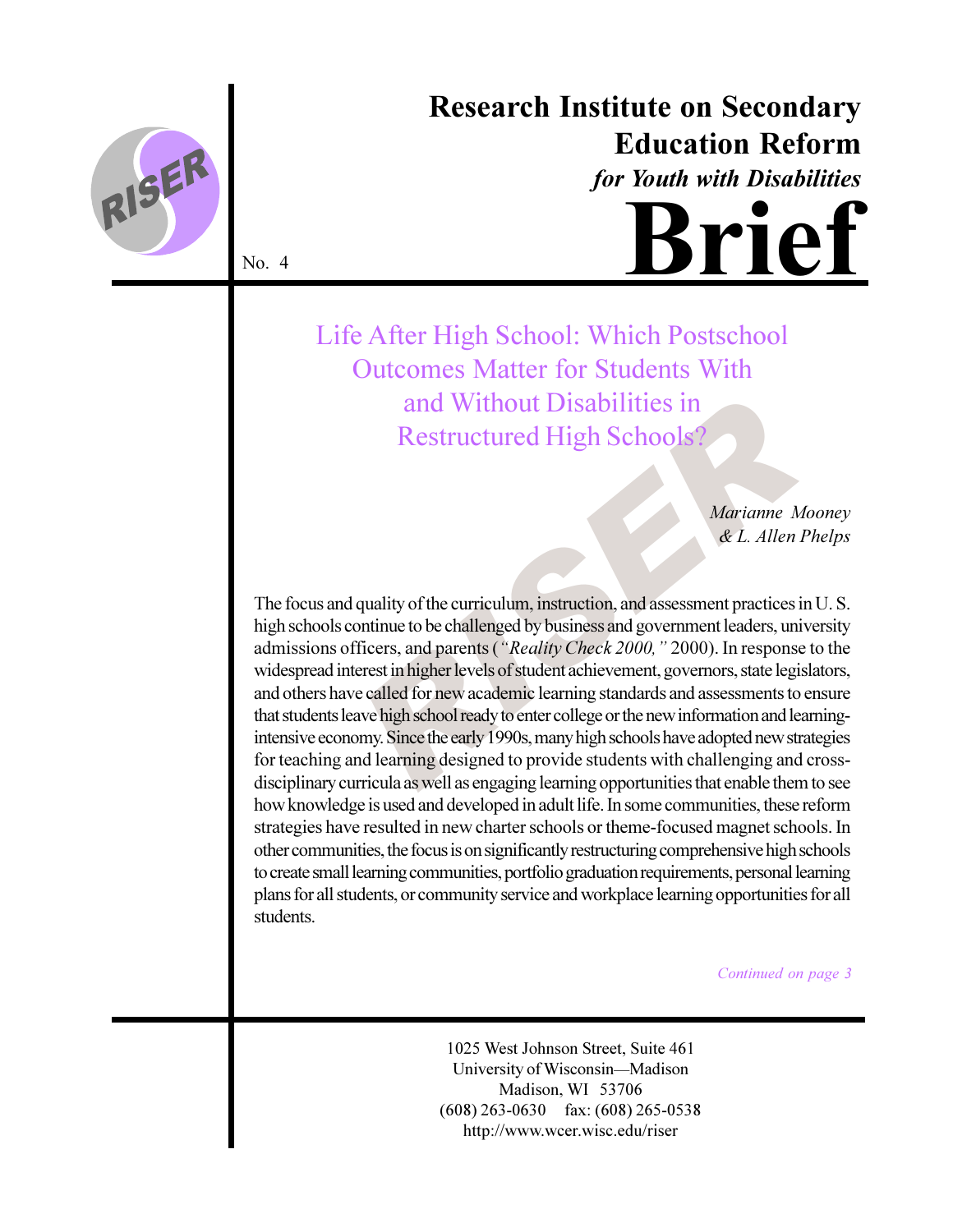# Research Institute on Secondary Education Reform

*for Youth with Disabilities*

# Brief

No. 4

## Life After High School: Which Postschool Outcomes Matter for Students With and Without Disabilities in Restructured High Schools?

*Marianne Mooney & L. Allen Phelps*

The focus and quality of the curriculum, instruction, and assessment practices in U. S. high schools continue to be challenged by business and government leaders, university admissions officers, and parents (*"Reality Check 2000,"* 2000). In response to the widespread interest in higher levels of student achievement, governors, state legislators, and others have called for new academic learning standards and assessments to ensure that students leave high school ready to enter college or the new information and learning-intensive economy. Since the early 1990s, many high schools have adopted new strategies for teaching and learning designed to provide students with challenging and cross-disciplinary curricula as well as engaging learning opportunities that enable them to see how knowledge is used and developed in adult life. In some communities, these reform strategies have resulted in new charter schools or theme-focused magnet schools. In other communities, the focus is on significantly restructuring comprehensive high schools to create small learning communities, portfolio graduation requirements, personal learning plans for all students, or community service and workplace learning opportunities for all students.

*Continued on page 3*

1025 West Johnson Street, Suite 461
University of Wisconsin—Madison
Madison, WI 53706
(608) 263-0630 fax: (608) 265-0538
http://www.wcer.wisc.edu/riser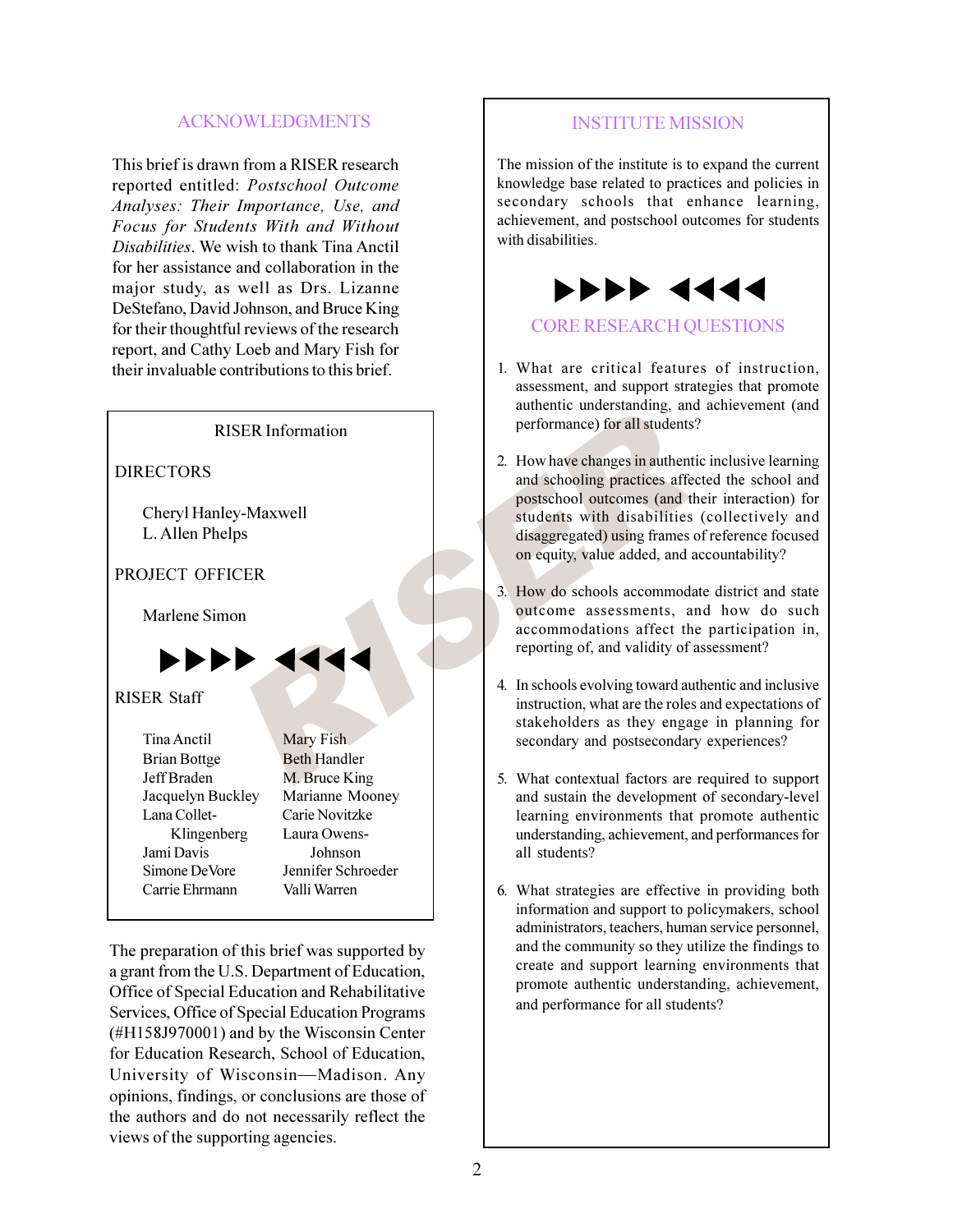## ACKNOWLEDGMENTS

This brief is drawn from a RISER research reported entitled: *Postschool Outcome Analyses: Their Importance, Use, and Focus for Students With and Without Disabilities*. We wish to thank Tina Anctil for her assistance and collaboration in the major study, as well as Drs. Lizanne DeStefano, David Johnson, and Bruce King for their thoughtful reviews of the research report, and Cathy Loeb and Mary Fish for their invaluable contributions to this brief.

RISER Information

DIRECTORS

Cheryl Hanley-Maxwell
L. Allen Phelps

PROJECT OFFICER

Marlene Simon

▶▶▶▶ ◀◀◀◀

RISER Staff

| | |
|---|---|
| Tina Anctil | Mary Fish |
| Brian Bottge | Beth Handler |
| Jeff Braden | M. Bruce King |
| Jacquelyn Buckley | Marianne Mooney |
| Lana Collet-Klingenberg | Carie Novitzke |
| Jami Davis | Laura Owens-Johnson |
| Simone DeVore | Jennifer Schroeder |
| Carrie Ehrmann | Valli Warren |

The preparation of this brief was supported by a grant from the U.S. Department of Education, Office of Special Education and Rehabilitative Services, Office of Special Education Programs (#H158J970001) and by the Wisconsin Center for Education Research, School of Education, University of Wisconsin—Madison. Any opinions, findings, or conclusions are those of the authors and do not necessarily reflect the views of the supporting agencies.

## INSTITUTE MISSION

The mission of the institute is to expand the current knowledge base related to practices and policies in secondary schools that enhance learning, achievement, and postschool outcomes for students with disabilities.

▶▶▶▶ ◀◀◀◀

## CORE RESEARCH QUESTIONS

1. What are critical features of instruction, assessment, and support strategies that promote authentic understanding, and achievement (and performance) for all students?

2. How have changes in authentic inclusive learning and schooling practices affected the school and postschool outcomes (and their interaction) for students with disabilities (collectively and disaggregated) using frames of reference focused on equity, value added, and accountability?

3. How do schools accommodate district and state outcome assessments, and how do such accommodations affect the participation in, reporting of, and validity of assessment?

4. In schools evolving toward authentic and inclusive instruction, what are the roles and expectations of stakeholders as they engage in planning for secondary and postsecondary experiences?

5. What contextual factors are required to support and sustain the development of secondary-level learning environments that promote authentic understanding, achievement, and performances for all students?

6. What strategies are effective in providing both information and support to policymakers, school administrators, teachers, human service personnel, and the community so they utilize the findings to create and support learning environments that promote authentic understanding, achievement, and performance for all students?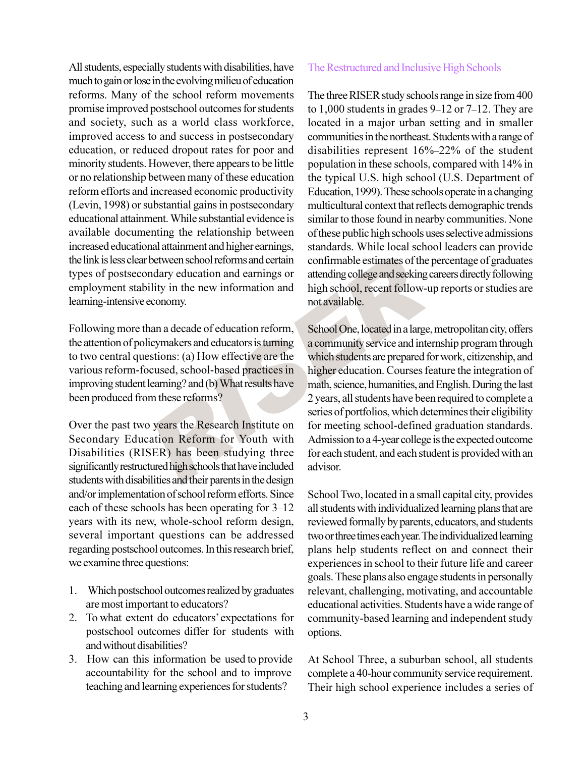All students, especially students with disabilities, have much to gain or lose in the evolving milieu of education reforms. Many of the school reform movements promise improved postschool outcomes for students and society, such as a world class workforce, improved access to and success in postsecondary education, or reduced dropout rates for poor and minority students. However, there appears to be little or no relationship between many of these education reform efforts and increased economic productivity (Levin, 1998) or substantial gains in postsecondary educational attainment. While substantial evidence is available documenting the relationship between increased educational attainment and higher earnings, the link is less clear between school reforms and certain types of postsecondary education and earnings or employment stability in the new information and learning-intensive economy.

Following more than a decade of education reform, the attention of policymakers and educators is turning to two central questions: (a) How effective are the various reform-focused, school-based practices in improving student learning? and (b) What results have been produced from these reforms?

Over the past two years the Research Institute on Secondary Education Reform for Youth with Disabilities (RISER) has been studying three significantly restructured high schools that have included students with disabilities and their parents in the design and/or implementation of school reform efforts. Since each of these schools has been operating for 3–12 years with its new, whole-school reform design, several important questions can be addressed regarding postschool outcomes. In this research brief, we examine three questions:

1. Which postschool outcomes realized by graduates are most important to educators?
2. To what extent do educators' expectations for postschool outcomes differ for students with and without disabilities?
3. How can this information be used to provide accountability for the school and to improve teaching and learning experiences for students?

## The Restructured and Inclusive High Schools

The three RISER study schools range in size from 400 to 1,000 students in grades 9–12 or 7–12. They are located in a major urban setting and in smaller communities in the northeast. Students with a range of disabilities represent 16%–22% of the student population in these schools, compared with 14% in the typical U.S. high school (U.S. Department of Education, 1999). These schools operate in a changing multicultural context that reflects demographic trends similar to those found in nearby communities. None of these public high schools uses selective admissions standards. While local school leaders can provide confirmable estimates of the percentage of graduates attending college and seeking careers directly following high school, recent follow-up reports or studies are not available.

School One, located in a large, metropolitan city, offers a community service and internship program through which students are prepared for work, citizenship, and higher education. Courses feature the integration of math, science, humanities, and English. During the last 2 years, all students have been required to complete a series of portfolios, which determines their eligibility for meeting school-defined graduation standards. Admission to a 4-year college is the expected outcome for each student, and each student is provided with an advisor.

School Two, located in a small capital city, provides all students with individualized learning plans that are reviewed formally by parents, educators, and students two or three times each year. The individualized learning plans help students reflect on and connect their experiences in school to their future life and career goals. These plans also engage students in personally relevant, challenging, motivating, and accountable educational activities. Students have a wide range of community-based learning and independent study options.

At School Three, a suburban school, all students complete a 40-hour community service requirement. Their high school experience includes a series of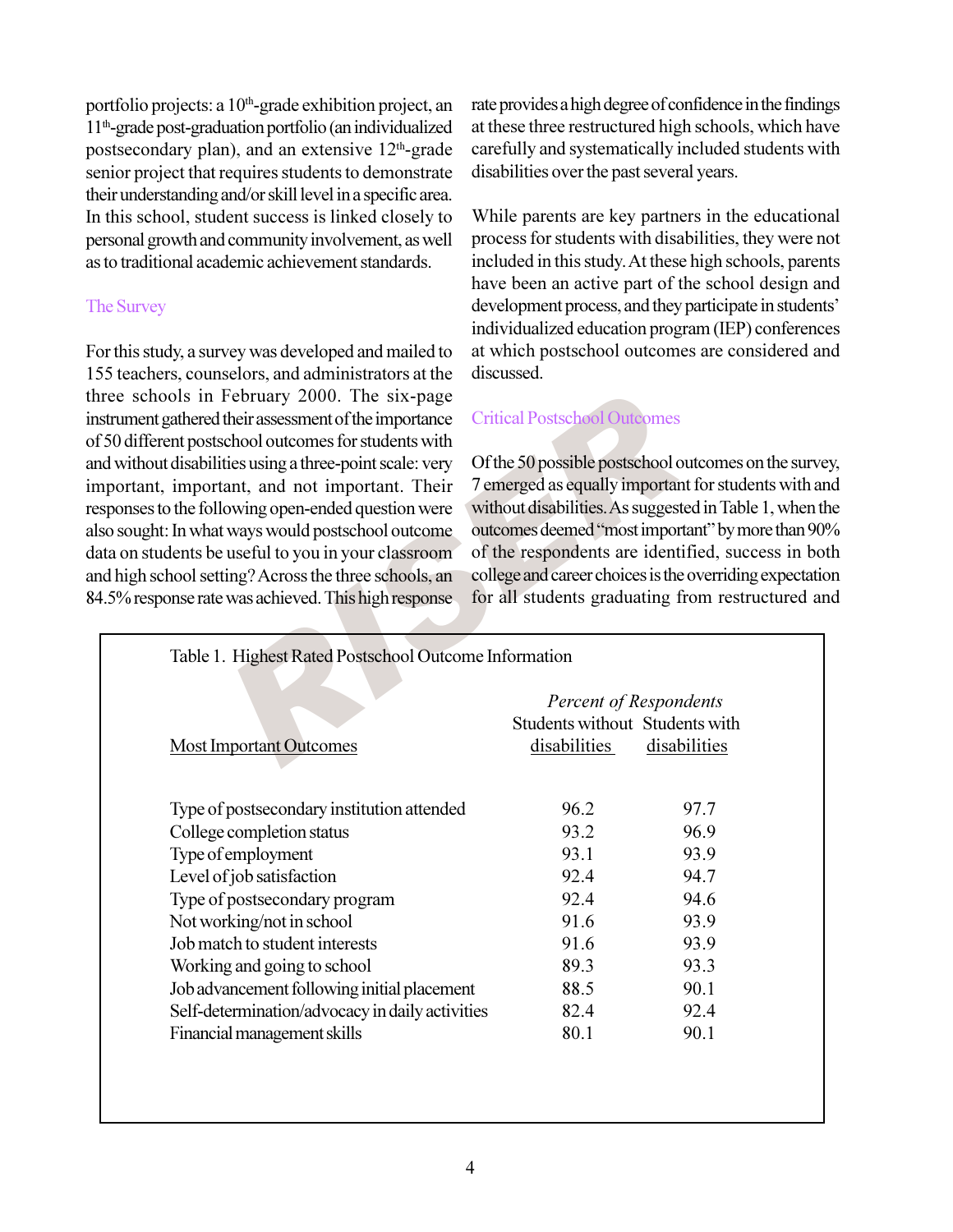portfolio projects: a 10th-grade exhibition project, an 11th-grade post-graduation portfolio (an individualized postsecondary plan), and an extensive 12th-grade senior project that requires students to demonstrate their understanding and/or skill level in a specific area. In this school, student success is linked closely to personal growth and community involvement, as well as to traditional academic achievement standards.

### The Survey

For this study, a survey was developed and mailed to 155 teachers, counselors, and administrators at the three schools in February 2000. The six-page instrument gathered their assessment of the importance of 50 different postschool outcomes for students with and without disabilities using a three-point scale: very important, important, and not important. Their responses to the following open-ended question were also sought: In what ways would postschool outcome data on students be useful to you in your classroom and high school setting? Across the three schools, an 84.5% response rate was achieved. This high response rate provides a high degree of confidence in the findings at these three restructured high schools, which have carefully and systematically included students with disabilities over the past several years.

While parents are key partners in the educational process for students with disabilities, they were not included in this study. At these high schools, parents have been an active part of the school design and development process, and they participate in students' individualized education program (IEP) conferences at which postschool outcomes are considered and discussed.

### Critical Postschool Outcomes

Of the 50 possible postschool outcomes on the survey, 7 emerged as equally important for students with and without disabilities. As suggested in Table 1, when the outcomes deemed "most important" by more than 90% of the respondents are identified, success in both college and career choices is the overriding expectation for all students graduating from restructured and

Table 1. Highest Rated Postschool Outcome Information

| Most Important Outcomes | *Percent of Respondents* Students without disabilities | Students with disabilities |
|---|---|---|
| Type of postsecondary institution attended | 96.2 | 97.7 |
| College completion status | 93.2 | 96.9 |
| Type of employment | 93.1 | 93.9 |
| Level of job satisfaction | 92.4 | 94.7 |
| Type of postsecondary program | 92.4 | 94.6 |
| Not working/not in school | 91.6 | 93.9 |
| Job match to student interests | 91.6 | 93.9 |
| Working and going to school | 89.3 | 93.3 |
| Job advancement following initial placement | 88.5 | 90.1 |
| Self-determination/advocacy in daily activities | 82.4 | 92.4 |
| Financial management skills | 80.1 | 90.1 |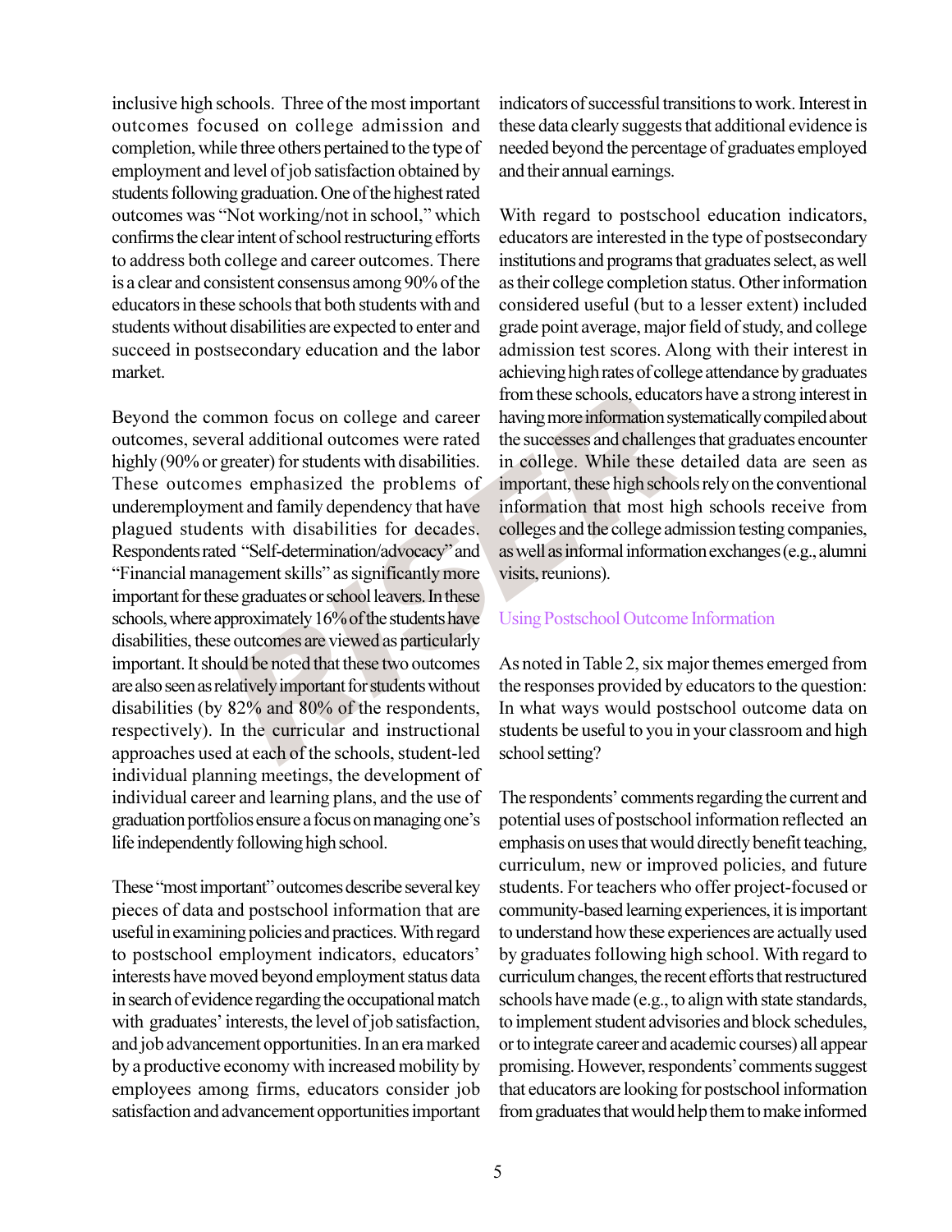inclusive high schools. Three of the most important outcomes focused on college admission and completion, while three others pertained to the type of employment and level of job satisfaction obtained by students following graduation. One of the highest rated outcomes was "Not working/not in school," which confirms the clear intent of school restructuring efforts to address both college and career outcomes. There is a clear and consistent consensus among 90% of the educators in these schools that both students with and students without disabilities are expected to enter and succeed in postsecondary education and the labor market.

Beyond the common focus on college and career outcomes, several additional outcomes were rated highly (90% or greater) for students with disabilities. These outcomes emphasized the problems of underemployment and family dependency that have plagued students with disabilities for decades. Respondents rated "Self-determination/advocacy" and "Financial management skills" as significantly more important for these graduates or school leavers. In these schools, where approximately 16% of the students have disabilities, these outcomes are viewed as particularly important. It should be noted that these two outcomes are also seen as relatively important for students without disabilities (by 82% and 80% of the respondents, respectively). In the curricular and instructional approaches used at each of the schools, student-led individual planning meetings, the development of individual career and learning plans, and the use of graduation portfolios ensure a focus on managing one's life independently following high school.

These "most important" outcomes describe several key pieces of data and postschool information that are useful in examining policies and practices. With regard to postschool employment indicators, educators' interests have moved beyond employment status data in search of evidence regarding the occupational match with graduates' interests, the level of job satisfaction, and job advancement opportunities. In an era marked by a productive economy with increased mobility by employees among firms, educators consider job satisfaction and advancement opportunities important indicators of successful transitions to work. Interest in these data clearly suggests that additional evidence is needed beyond the percentage of graduates employed and their annual earnings.

With regard to postschool education indicators, educators are interested in the type of postsecondary institutions and programs that graduates select, as well as their college completion status. Other information considered useful (but to a lesser extent) included grade point average, major field of study, and college admission test scores. Along with their interest in achieving high rates of college attendance by graduates from these schools, educators have a strong interest in having more information systematically compiled about the successes and challenges that graduates encounter in college. While these detailed data are seen as important, these high schools rely on the conventional information that most high schools receive from colleges and the college admission testing companies, as well as informal information exchanges (e.g., alumni visits, reunions).

## Using Postschool Outcome Information

As noted in Table 2, six major themes emerged from the responses provided by educators to the question: In what ways would postschool outcome data on students be useful to you in your classroom and high school setting?

The respondents' comments regarding the current and potential uses of postschool information reflected an emphasis on uses that would directly benefit teaching, curriculum, new or improved policies, and future students. For teachers who offer project-focused or community-based learning experiences, it is important to understand how these experiences are actually used by graduates following high school. With regard to curriculum changes, the recent efforts that restructured schools have made (e.g., to align with state standards, to implement student advisories and block schedules, or to integrate career and academic courses) all appear promising. However, respondents' comments suggest that educators are looking for postschool information from graduates that would help them to make informed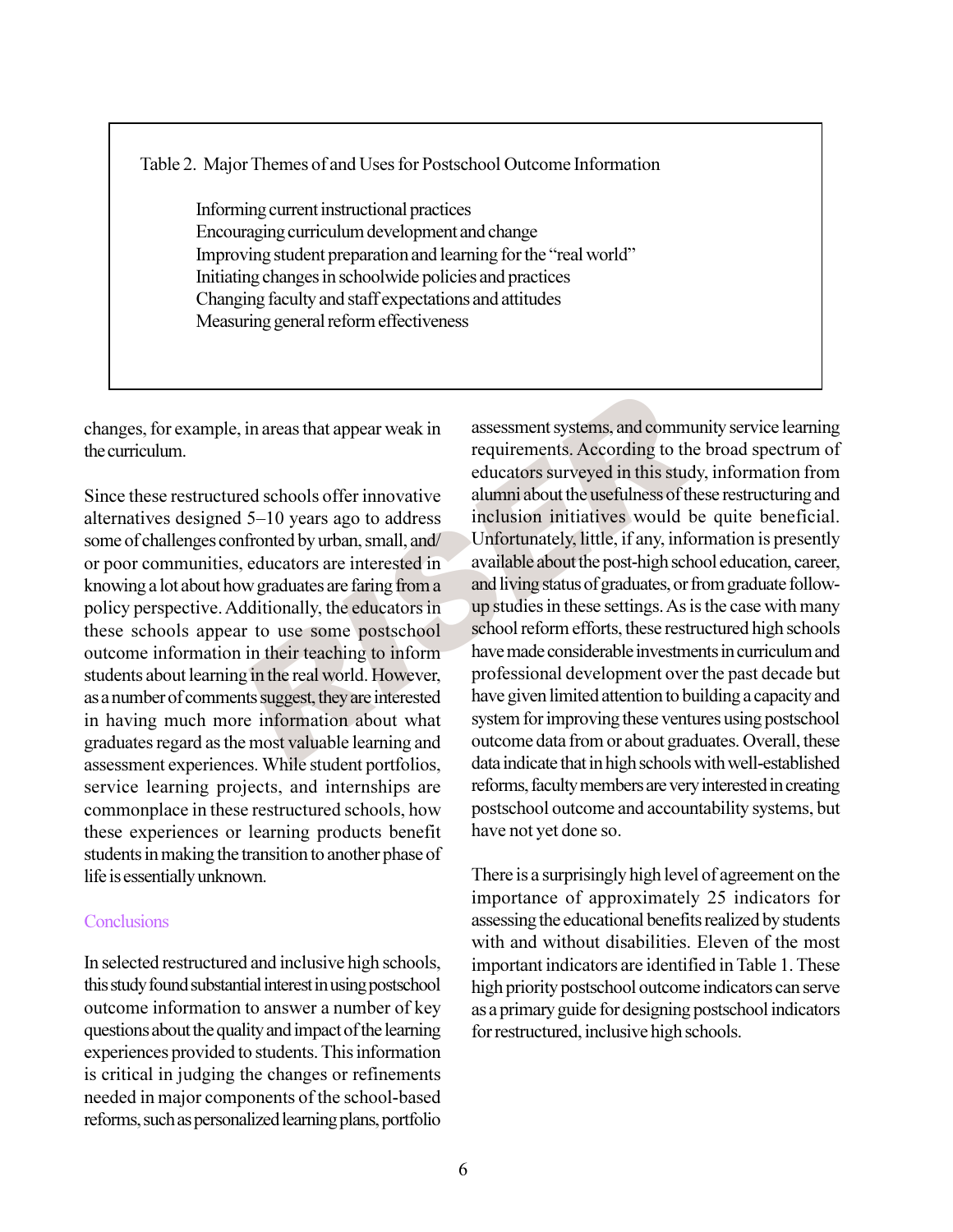Table 2. Major Themes of and Uses for Postschool Outcome Information

- Informing current instructional practices
- Encouraging curriculum development and change
- Improving student preparation and learning for the "real world"
- Initiating changes in schoolwide policies and practices
- Changing faculty and staff expectations and attitudes
- Measuring general reform effectiveness

changes, for example, in areas that appear weak in the curriculum.

Since these restructured schools offer innovative alternatives designed 5–10 years ago to address some of challenges confronted by urban, small, and/or poor communities, educators are interested in knowing a lot about how graduates are faring from a policy perspective. Additionally, the educators in these schools appear to use some postschool outcome information in their teaching to inform students about learning in the real world. However, as a number of comments suggest, they are interested in having much more information about what graduates regard as the most valuable learning and assessment experiences. While student portfolios, service learning projects, and internships are commonplace in these restructured schools, how these experiences or learning products benefit students in making the transition to another phase of life is essentially unknown.

## Conclusions

In selected restructured and inclusive high schools, this study found substantial interest in using postschool outcome information to answer a number of key questions about the quality and impact of the learning experiences provided to students. This information is critical in judging the changes or refinements needed in major components of the school-based reforms, such as personalized learning plans, portfolio assessment systems, and community service learning requirements. According to the broad spectrum of educators surveyed in this study, information from alumni about the usefulness of these restructuring and inclusion initiatives would be quite beneficial. Unfortunately, little, if any, information is presently available about the post-high school education, career, and living status of graduates, or from graduate follow-up studies in these settings. As is the case with many school reform efforts, these restructured high schools have made considerable investments in curriculum and professional development over the past decade but have given limited attention to building a capacity and system for improving these ventures using postschool outcome data from or about graduates. Overall, these data indicate that in high schools with well-established reforms, faculty members are very interested in creating postschool outcome and accountability systems, but have not yet done so.

There is a surprisingly high level of agreement on the importance of approximately 25 indicators for assessing the educational benefits realized by students with and without disabilities. Eleven of the most important indicators are identified in Table 1. These high priority postschool outcome indicators can serve as a primary guide for designing postschool indicators for restructured, inclusive high schools.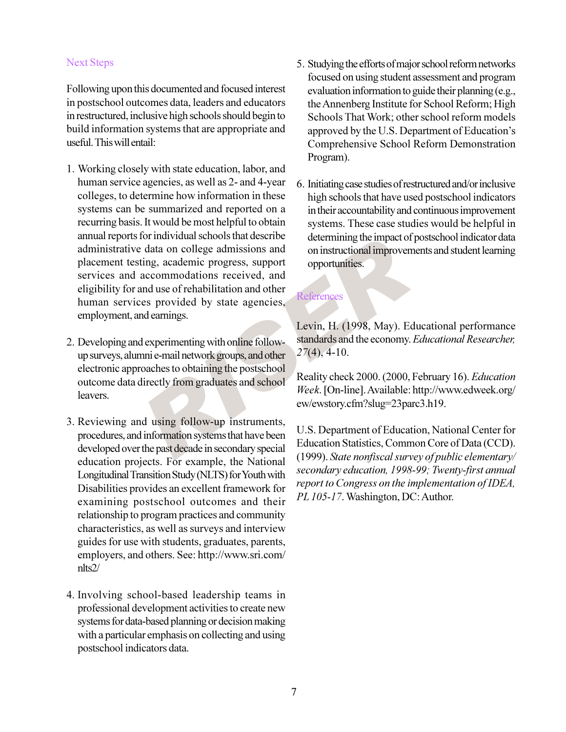## Next Steps

Following upon this documented and focused interest in postschool outcomes data, leaders and educators in restructured, inclusive high schools should begin to build information systems that are appropriate and useful. This will entail:

1. Working closely with state education, labor, and human service agencies, as well as 2- and 4-year colleges, to determine how information in these systems can be summarized and reported on a recurring basis. It would be most helpful to obtain annual reports for individual schools that describe administrative data on college admissions and placement testing, academic progress, support services and accommodations received, and eligibility for and use of rehabilitation and other human services provided by state agencies, employment, and earnings.

2. Developing and experimenting with online follow-up surveys, alumni e-mail network groups, and other electronic approaches to obtaining the postschool outcome data directly from graduates and school leavers.

3. Reviewing and using follow-up instruments, procedures, and information systems that have been developed over the past decade in secondary special education projects. For example, the National Longitudinal Transition Study (NLTS) for Youth with Disabilities provides an excellent framework for examining postschool outcomes and their relationship to program practices and community characteristics, as well as surveys and interview guides for use with students, graduates, parents, employers, and others. See: http://www.sri.com/nlts2/

4. Involving school-based leadership teams in professional development activities to create new systems for data-based planning or decision making with a particular emphasis on collecting and using postschool indicators data.

5. Studying the efforts of major school reform networks focused on using student assessment and program evaluation information to guide their planning (e.g., the Annenberg Institute for School Reform; High Schools That Work; other school reform models approved by the U.S. Department of Education's Comprehensive School Reform Demonstration Program).

6. Initiating case studies of restructured and/or inclusive high schools that have used postschool indicators in their accountability and continuous improvement systems. These case studies would be helpful in determining the impact of postschool indicator data on instructional improvements and student learning opportunities.

## References

Levin, H. (1998, May). Educational performance standards and the economy. *Educational Researcher, 27*(4), 4-10.

Reality check 2000. (2000, February 16). *Education Week*. [On-line]. Available: http://www.edweek.org/ew/ewstory.cfm?slug=23parc3.h19.

U.S. Department of Education, National Center for Education Statistics, Common Core of Data (CCD). (1999). *State nonfiscal survey of public elementary/secondary education, 1998-99; Twenty-first annual report to Congress on the implementation of IDEA, PL 105-17*. Washington, DC: Author.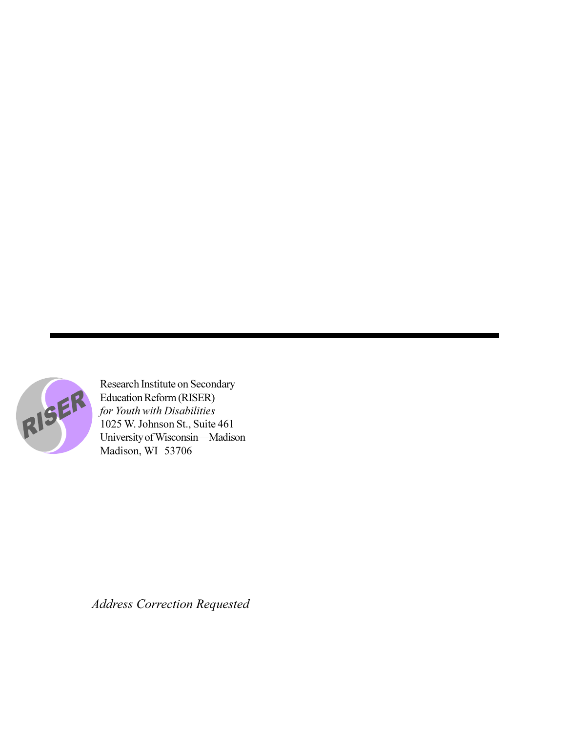---

RISER

Research Institute on Secondary Education Reform (RISER)
*for Youth with Disabilities*
1025 W. Johnson St., Suite 461
University of Wisconsin—Madison
Madison, WI 53706

*Address Correction Requested*